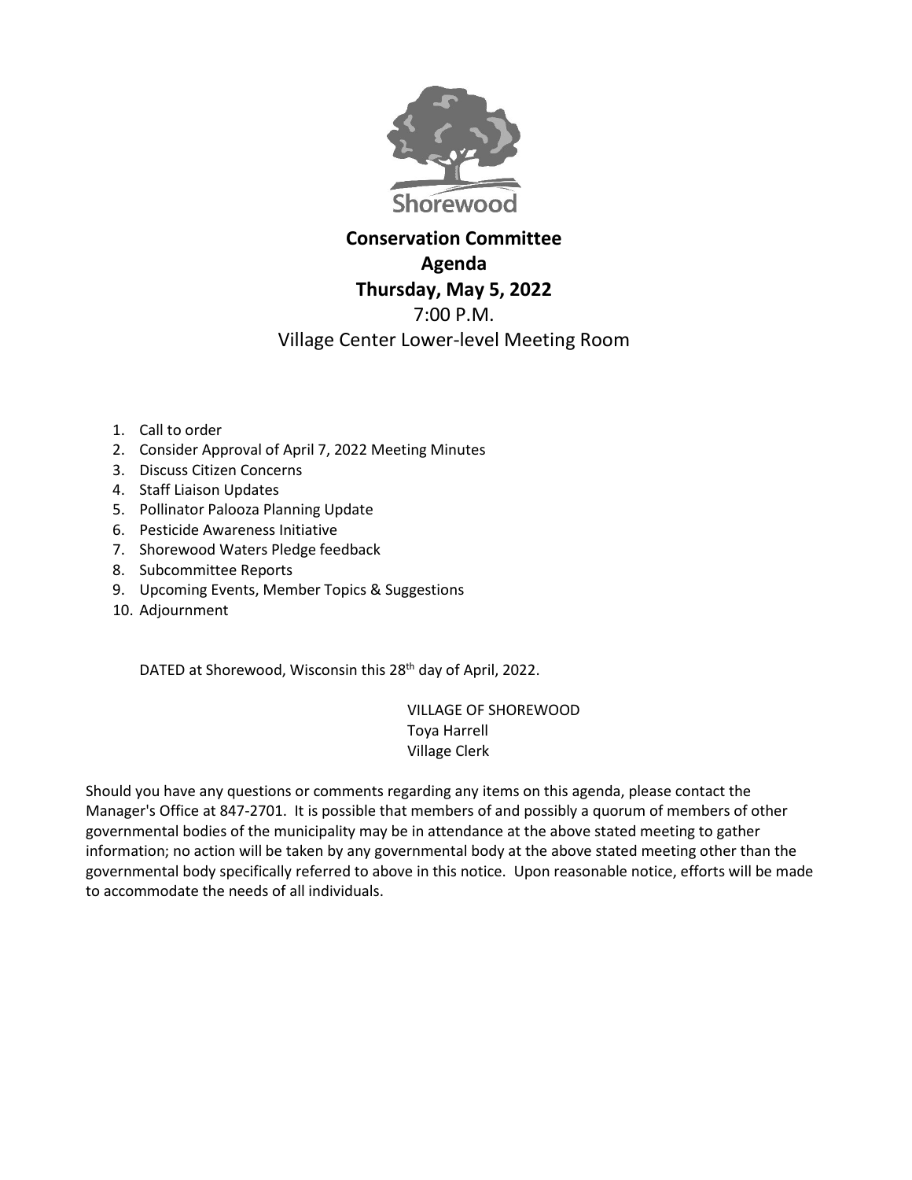Shorewood

# Conservation Committee
# Agenda
# Thursday, May 5, 2022

7:00 P.M.

Village Center Lower-level Meeting Room

1. Call to order
2. Consider Approval of April 7, 2022 Meeting Minutes
3. Discuss Citizen Concerns
4. Staff Liaison Updates
5. Pollinator Palooza Planning Update
6. Pesticide Awareness Initiative
7. Shorewood Waters Pledge feedback
8. Subcommittee Reports
9. Upcoming Events, Member Topics & Suggestions
10. Adjournment

DATED at Shorewood, Wisconsin this 28th day of April, 2022.

VILLAGE OF SHOREWOOD
Toya Harrell
Village Clerk

Should you have any questions or comments regarding any items on this agenda, please contact the Manager's Office at 847-2701. It is possible that members of and possibly a quorum of members of other governmental bodies of the municipality may be in attendance at the above stated meeting to gather information; no action will be taken by any governmental body at the above stated meeting other than the governmental body specifically referred to above in this notice. Upon reasonable notice, efforts will be made to accommodate the needs of all individuals.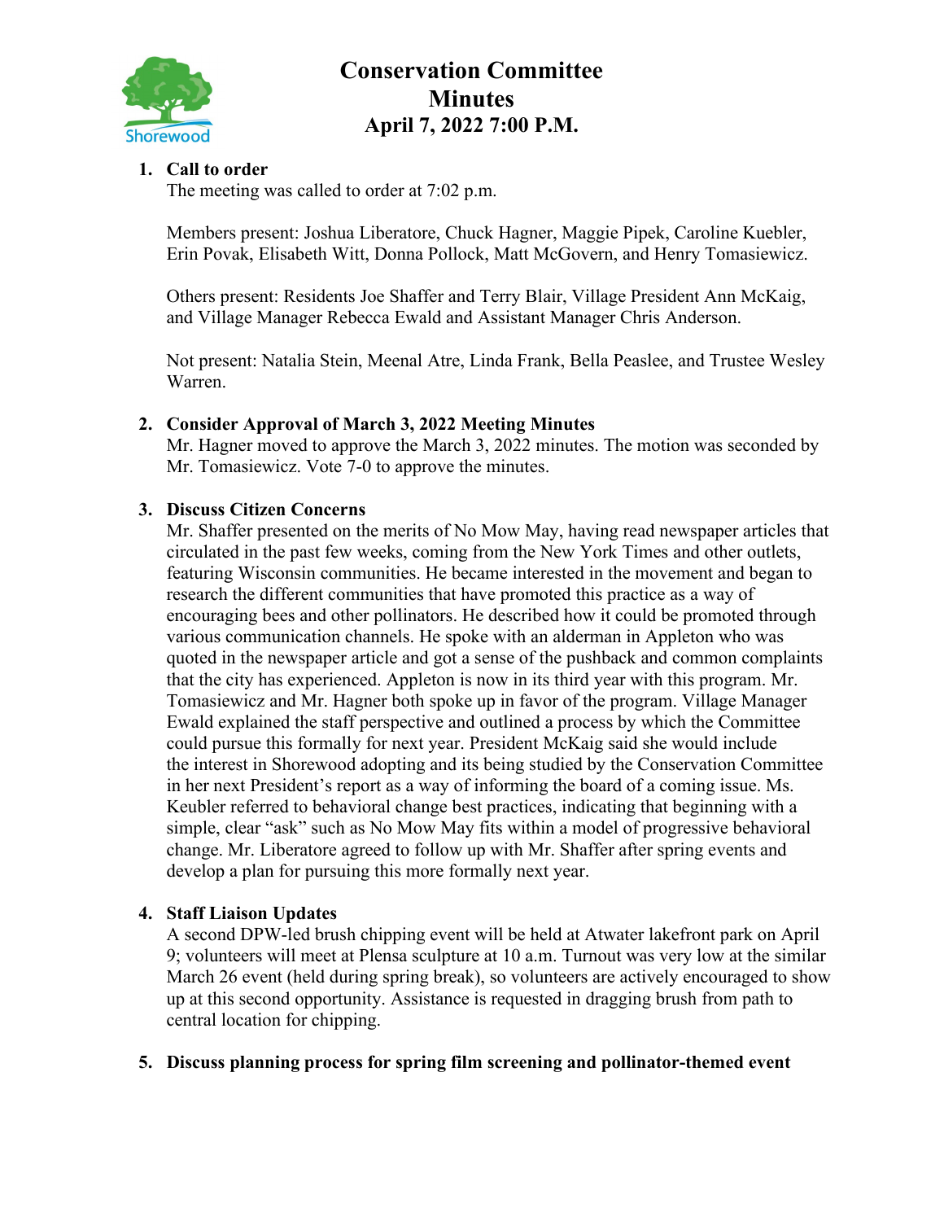# Conservation Committee Minutes April 7, 2022 7:00 P.M.

1. **Call to order**

   The meeting was called to order at 7:02 p.m.

   Members present: Joshua Liberatore, Chuck Hagner, Maggie Pipek, Caroline Kuebler, Erin Povak, Elisabeth Witt, Donna Pollock, Matt McGovern, and Henry Tomasiewicz.

   Others present: Residents Joe Shaffer and Terry Blair, Village President Ann McKaig, and Village Manager Rebecca Ewald and Assistant Manager Chris Anderson.

   Not present: Natalia Stein, Meenal Atre, Linda Frank, Bella Peaslee, and Trustee Wesley Warren.

2. **Consider Approval of March 3, 2022 Meeting Minutes**

   Mr. Hagner moved to approve the March 3, 2022 minutes. The motion was seconded by Mr. Tomasiewicz. Vote 7-0 to approve the minutes.

3. **Discuss Citizen Concerns**

   Mr. Shaffer presented on the merits of No Mow May, having read newspaper articles that circulated in the past few weeks, coming from the New York Times and other outlets, featuring Wisconsin communities. He became interested in the movement and began to research the different communities that have promoted this practice as a way of encouraging bees and other pollinators. He described how it could be promoted through various communication channels. He spoke with an alderman in Appleton who was quoted in the newspaper article and got a sense of the pushback and common complaints that the city has experienced. Appleton is now in its third year with this program. Mr. Tomasiewicz and Mr. Hagner both spoke up in favor of the program. Village Manager Ewald explained the staff perspective and outlined a process by which the Committee could pursue this formally for next year. President McKaig said she would include the interest in Shorewood adopting and its being studied by the Conservation Committee in her next President's report as a way of informing the board of a coming issue. Ms. Keubler referred to behavioral change best practices, indicating that beginning with a simple, clear "ask" such as No Mow May fits within a model of progressive behavioral change. Mr. Liberatore agreed to follow up with Mr. Shaffer after spring events and develop a plan for pursuing this more formally next year.

4. **Staff Liaison Updates**

   A second DPW-led brush chipping event will be held at Atwater lakefront park on April 9; volunteers will meet at Plensa sculpture at 10 a.m. Turnout was very low at the similar March 26 event (held during spring break), so volunteers are actively encouraged to show up at this second opportunity. Assistance is requested in dragging brush from path to central location for chipping.

5. **Discuss planning process for spring film screening and pollinator-themed event**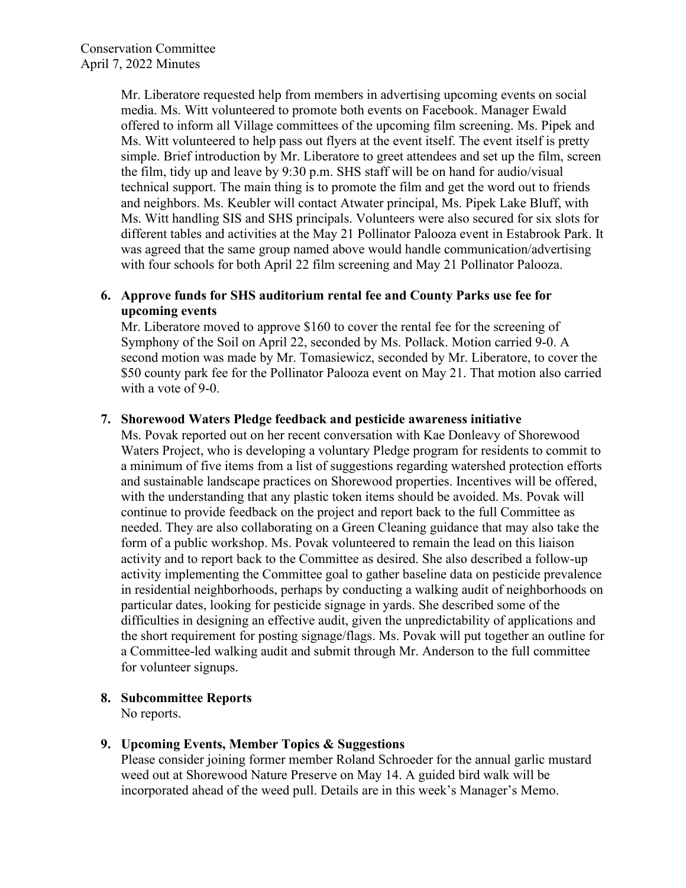Mr. Liberatore requested help from members in advertising upcoming events on social media. Ms. Witt volunteered to promote both events on Facebook. Manager Ewald offered to inform all Village committees of the upcoming film screening. Ms. Pipek and Ms. Witt volunteered to help pass out flyers at the event itself. The event itself is pretty simple. Brief introduction by Mr. Liberatore to greet attendees and set up the film, screen the film, tidy up and leave by 9:30 p.m. SHS staff will be on hand for audio/visual technical support. The main thing is to promote the film and get the word out to friends and neighbors. Ms. Keubler will contact Atwater principal, Ms. Pipek Lake Bluff, with Ms. Witt handling SIS and SHS principals. Volunteers were also secured for six slots for different tables and activities at the May 21 Pollinator Palooza event in Estabrook Park. It was agreed that the same group named above would handle communication/advertising with four schools for both April 22 film screening and May 21 Pollinator Palooza.

6. **Approve funds for SHS auditorium rental fee and County Parks use fee for upcoming events**

   Mr. Liberatore moved to approve $160 to cover the rental fee for the screening of Symphony of the Soil on April 22, seconded by Ms. Pollack. Motion carried 9-0. A second motion was made by Mr. Tomasiewicz, seconded by Mr. Liberatore, to cover the $50 county park fee for the Pollinator Palooza event on May 21. That motion also carried with a vote of 9-0.

7. **Shorewood Waters Pledge feedback and pesticide awareness initiative**

   Ms. Povak reported out on her recent conversation with Kae Donleavy of Shorewood Waters Project, who is developing a voluntary Pledge program for residents to commit to a minimum of five items from a list of suggestions regarding watershed protection efforts and sustainable landscape practices on Shorewood properties. Incentives will be offered, with the understanding that any plastic token items should be avoided. Ms. Povak will continue to provide feedback on the project and report back to the full Committee as needed. They are also collaborating on a Green Cleaning guidance that may also take the form of a public workshop. Ms. Povak volunteered to remain the lead on this liaison activity and to report back to the Committee as desired. She also described a follow-up activity implementing the Committee goal to gather baseline data on pesticide prevalence in residential neighborhoods, perhaps by conducting a walking audit of neighborhoods on particular dates, looking for pesticide signage in yards. She described some of the difficulties in designing an effective audit, given the unpredictability of applications and the short requirement for posting signage/flags. Ms. Povak will put together an outline for a Committee-led walking audit and submit through Mr. Anderson to the full committee for volunteer signups.

8. **Subcommittee Reports**

   No reports.

9. **Upcoming Events, Member Topics & Suggestions**

   Please consider joining former member Roland Schroeder for the annual garlic mustard weed out at Shorewood Nature Preserve on May 14. A guided bird walk will be incorporated ahead of the weed pull. Details are in this week's Manager's Memo.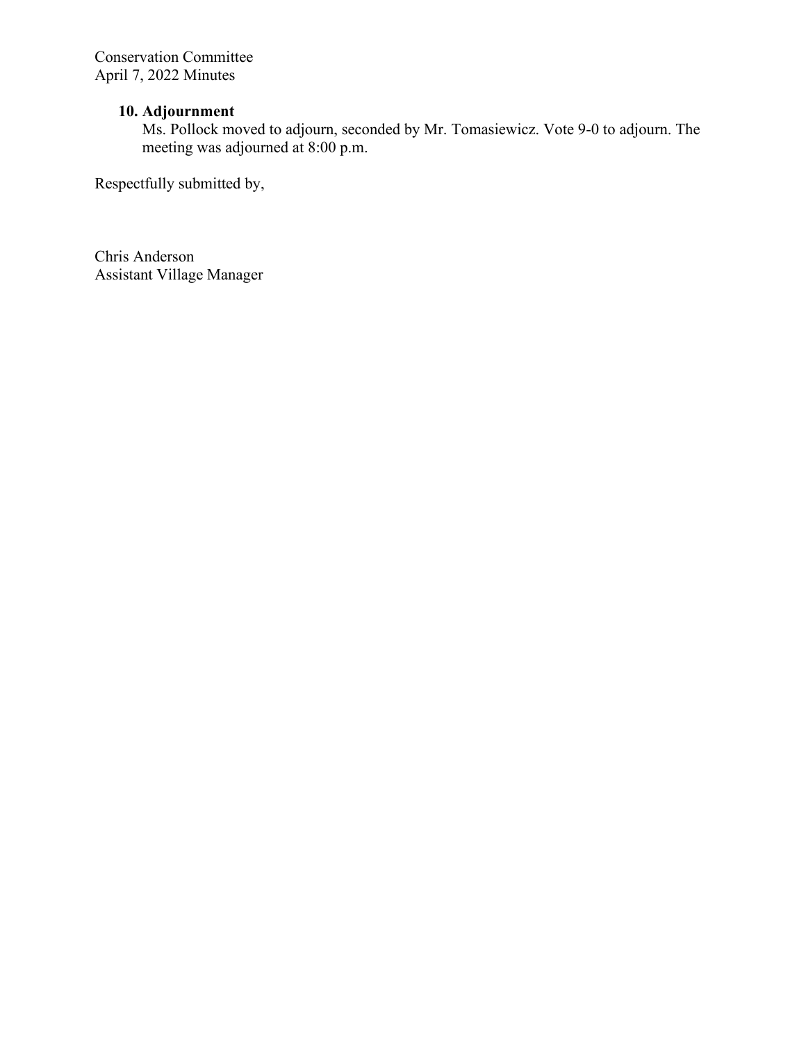**10. Adjournment**

Ms. Pollock moved to adjourn, seconded by Mr. Tomasiewicz. Vote 9-0 to adjourn. The meeting was adjourned at 8:00 p.m.

Respectfully submitted by,

Chris Anderson
Assistant Village Manager